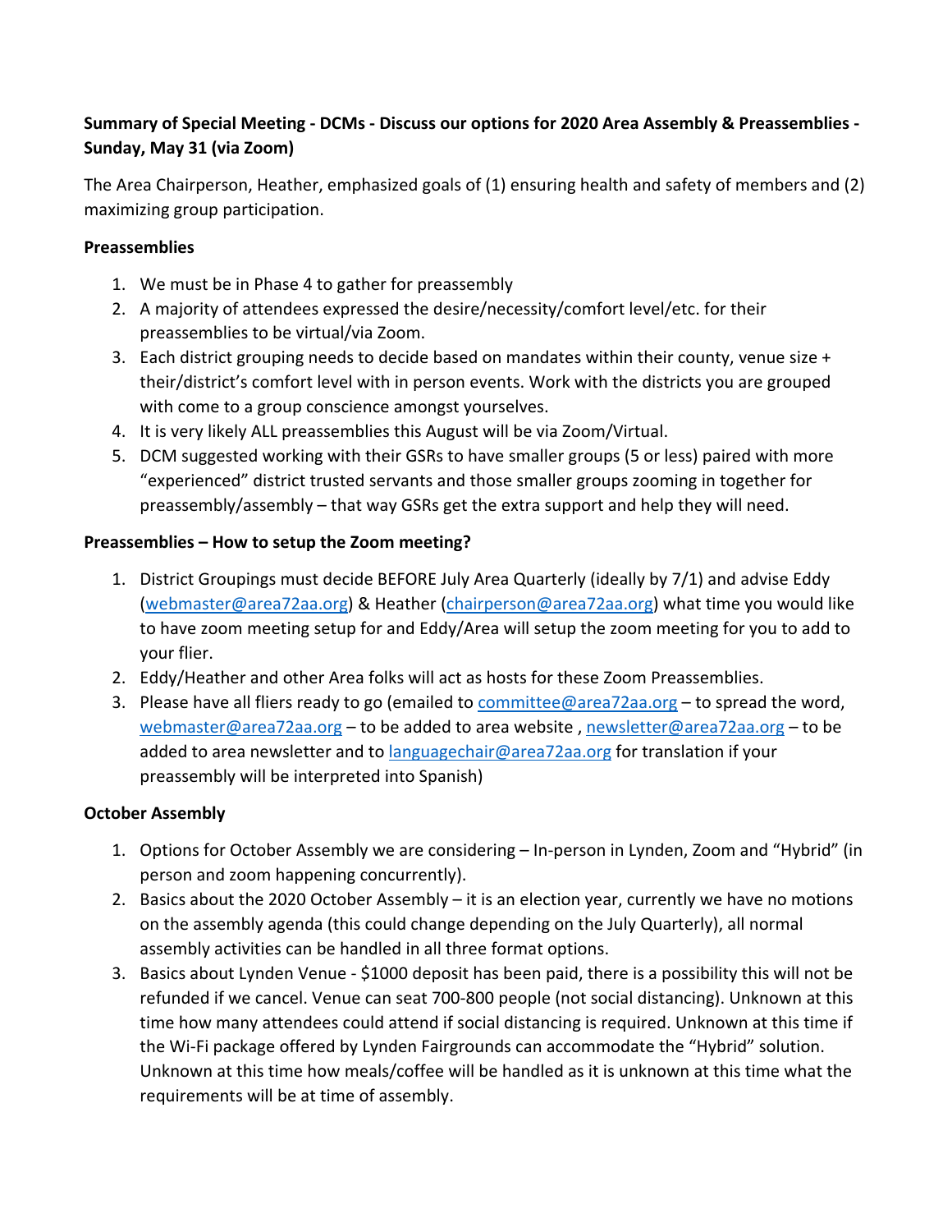**Summary of Special Meeting - DCMs - Discuss our options for 2020 Area Assembly & Preassemblies - Sunday, May 31 (via Zoom)**

The Area Chairperson, Heather, emphasized goals of (1) ensuring health and safety of members and (2) maximizing group participation.

**Preassemblies**

1. We must be in Phase 4 to gather for preassembly
2. A majority of attendees expressed the desire/necessity/comfort level/etc. for their preassemblies to be virtual/via Zoom.
3. Each district grouping needs to decide based on mandates within their county, venue size + their/district's comfort level with in person events. Work with the districts you are grouped with come to a group conscience amongst yourselves.
4. It is very likely ALL preassemblies this August will be via Zoom/Virtual.
5. DCM suggested working with their GSRs to have smaller groups (5 or less) paired with more "experienced" district trusted servants and those smaller groups zooming in together for preassembly/assembly – that way GSRs get the extra support and help they will need.

**Preassemblies – How to setup the Zoom meeting?**

1. District Groupings must decide BEFORE July Area Quarterly (ideally by 7/1) and advise Eddy (webmaster@area72aa.org) & Heather (chairperson@area72aa.org) what time you would like to have zoom meeting setup for and Eddy/Area will setup the zoom meeting for you to add to your flier.
2. Eddy/Heather and other Area folks will act as hosts for these Zoom Preassemblies.
3. Please have all fliers ready to go (emailed to committee@area72aa.org – to spread the word, webmaster@area72aa.org – to be added to area website , newsletter@area72aa.org – to be added to area newsletter and to languagechair@area72aa.org for translation if your preassembly will be interpreted into Spanish)

**October Assembly**

1. Options for October Assembly we are considering – In-person in Lynden, Zoom and "Hybrid" (in person and zoom happening concurrently).
2. Basics about the 2020 October Assembly – it is an election year, currently we have no motions on the assembly agenda (this could change depending on the July Quarterly), all normal assembly activities can be handled in all three format options.
3. Basics about Lynden Venue - $1000 deposit has been paid, there is a possibility this will not be refunded if we cancel. Venue can seat 700-800 people (not social distancing). Unknown at this time how many attendees could attend if social distancing is required. Unknown at this time if the Wi-Fi package offered by Lynden Fairgrounds can accommodate the "Hybrid" solution. Unknown at this time how meals/coffee will be handled as it is unknown at this time what the requirements will be at time of assembly.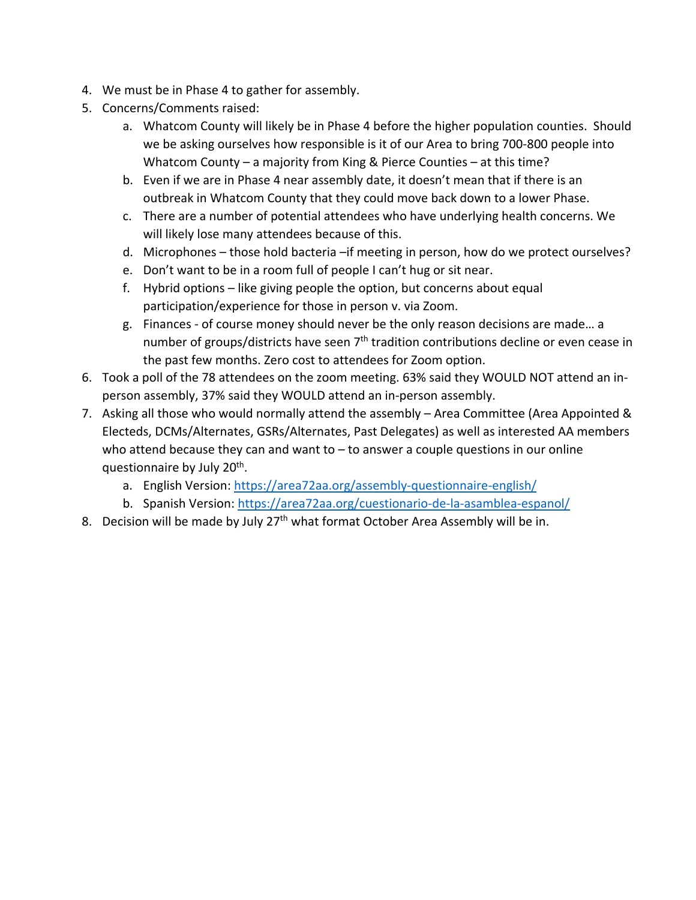4. We must be in Phase 4 to gather for assembly.
5. Concerns/Comments raised:
    a. Whatcom County will likely be in Phase 4 before the higher population counties. Should we be asking ourselves how responsible is it of our Area to bring 700-800 people into Whatcom County – a majority from King & Pierce Counties – at this time?
    b. Even if we are in Phase 4 near assembly date, it doesn't mean that if there is an outbreak in Whatcom County that they could move back down to a lower Phase.
    c. There are a number of potential attendees who have underlying health concerns. We will likely lose many attendees because of this.
    d. Microphones – those hold bacteria –if meeting in person, how do we protect ourselves?
    e. Don't want to be in a room full of people I can't hug or sit near.
    f. Hybrid options – like giving people the option, but concerns about equal participation/experience for those in person v. via Zoom.
    g. Finances - of course money should never be the only reason decisions are made… a number of groups/districts have seen 7th tradition contributions decline or even cease in the past few months. Zero cost to attendees for Zoom option.
6. Took a poll of the 78 attendees on the zoom meeting. 63% said they WOULD NOT attend an in-person assembly, 37% said they WOULD attend an in-person assembly.
7. Asking all those who would normally attend the assembly – Area Committee (Area Appointed & Electeds, DCMs/Alternates, GSRs/Alternates, Past Delegates) as well as interested AA members who attend because they can and want to – to answer a couple questions in our online questionnaire by July 20th.
    a. English Version: https://area72aa.org/assembly-questionnaire-english/
    b. Spanish Version: https://area72aa.org/cuestionario-de-la-asamblea-espanol/
8. Decision will be made by July 27th what format October Area Assembly will be in.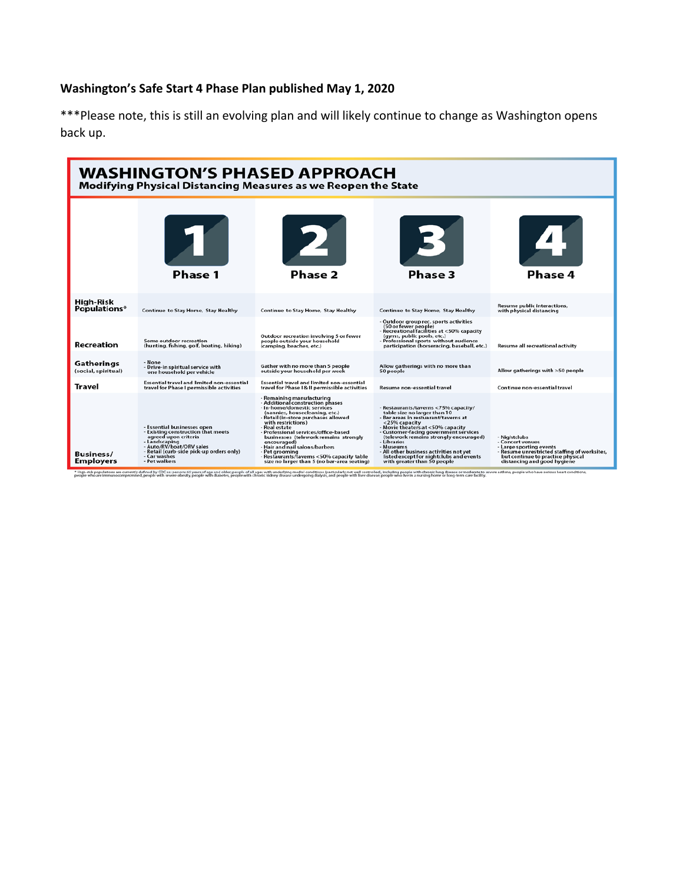**Washington's Safe Start 4 Phase Plan published May 1, 2020**

***Please note, this is still an evolving plan and will likely continue to change as Washington opens back up.

# WASHINGTON'S PHASED APPROACH

## Modifying Physical Distancing Measures as we Reopen the State

| | Phase 1 | Phase 2 | Phase 3 | Phase 4 |
|---|---|---|---|---|
| **High-Risk Populations*** | Continue to Stay Home, Stay Healthy | Continue to Stay Home, Stay Healthy | Continue to Stay Home, Stay Healthy | Resume public interactions, with physical distancing |
| **Recreation** | Some outdoor recreation (hunting, fishing, golf, boating, hiking) | Outdoor recreation involving 5 or fewer people outside your household (camping, beaches, etc.) | - Outdoor group rec. sports activities (50 or fewer people)<br>- Recreational facilities at <50% capacity (gyms, public pools, etc.)<br>- Professional sports without audience participation (horseracing, baseball, etc.) | Resume all recreational activity |
| **Gatherings** (social, spiritual) | - None<br>- Drive-in spiritual service with one household per vehicle | Gather with no more than 5 people outside your household per week | Allow gatherings with no more than 50 people | Allow gatherings with >50 people |
| **Travel** | Essential travel and limited non-essential travel for Phase I permissible activities | Essential travel and limited non-essential travel for Phase I & II permissible activities | Resume non-essential travel | Continue non-essential travel |
| **Business/ Employers** | - Essential businesses open<br>- Existing construction that meets agreed upon criteria<br>- Landscaping<br>- Auto/RV/boat/ORV sales<br>- Retail (curb-side pick-up orders only)<br>- Car washes<br>- Pet walkers | - Remaining manufacturing<br>- Additional construction phases<br>- In-home/domestic services (nannies, housecleaning, etc.)<br>- Retail (in-store purchases allowed with restrictions)<br>- Real estate<br>- Professional services/office-based businesses (telework remains strongly encouraged)<br>- Hair and nail salons/barbers<br>- Pet grooming<br>- Restaurants/taverns <50% capacity table size no larger than 5 (no bar-area seating) | - Restaurants/taverns <75% capacity/ table size no larger than 10<br>- Bar areas in restaurant/taverns at <25% capacity<br>- Movie theaters at <50% capacity<br>- Customer-facing government services (telework remains strongly encouraged)<br>- Libraries<br>- Museums<br>- All other business activities not yet listed except for nightclubs and events with greater than 50 people | - Nightclubs<br>- Concert venues<br>- Large sporting events<br>- Resume unrestricted staffing of worksites, but continue to practice physical distancing and good hygiene |

* High-risk populations are currently defined by CDC as: persons 65 years of age and older; people of all ages with underlying medical conditions (particularly not well controlled), including people with chronic lung disease or moderate to severe asthma, people who have serious heart conditions, people who are immunocompromised, people with severe obesity, people with diabetes, people with chronic kidney disease undergoing dialysis, and people with liver disease; people who live in a nursing home or long-term care facility.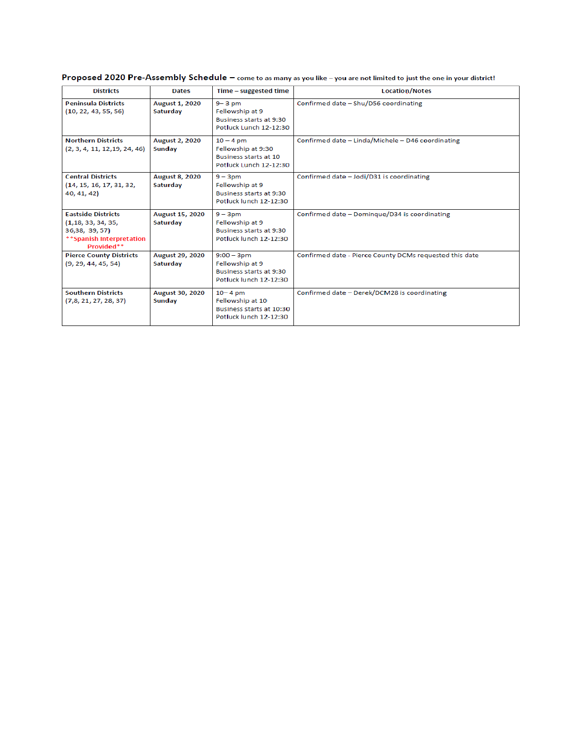**Proposed 2020 Pre-Assembly Schedule – come to as many as you like – you are not limited to just the one in your district!**

| Districts | Dates | Time – suggested time | Location/Notes |
|---|---|---|---|
| **Peninsula Districts** (10, 22, 43, 55, 56) | **August 1, 2020** **Saturday** | 9– 3 pm<br>Fellowship at 9<br>Business starts at 9:30<br>Potluck Lunch 12-12:30 | Confirmed date – Shu/D56 coordinating |
| **Northern Districts** (2, 3, 4, 11, 12,19, 24, 46) | **August 2, 2020** **Sunday** | 10 – 4 pm<br>Fellowship at 9:30<br>Business starts at 10<br>Potluck Lunch 12-12:30 | Confirmed date – Linda/Michele – D46 coordinating |
| **Central Districts** (14, 15, 16, 17, 31, 32, 40, 41, 42) | **August 8, 2020** **Saturday** | 9 – 3pm<br>Fellowship at 9<br>Business starts at 9:30<br>Potluck lunch 12-12:30 | Confirmed date – Jodi/D31 is coordinating |
| **Eastside Districts** (1,18, 33, 34, 35, 36,38, 39, 57)<br>**Spanish Interpretation Provided** | **August 15, 2020** **Saturday** | 9 – 3pm<br>Fellowship at 9<br>Business starts at 9:30<br>Potluck lunch 12-12:30 | Confirmed date – Dominque/D34 is coordinating |
| **Pierce County Districts** (9, 29, 44, 45, 54) | **August 29, 2020** **Saturday** | 9:00 – 3pm<br>Fellowship at 9<br>Business starts at 9:30<br>Potluck lunch 12-12:30 | Confirmed date - Pierce County DCMs requested this date |
| **Southern Districts** (7,8, 21, 27, 28, 37) | **August 30, 2020** **Sunday** | 10– 4 pm<br>Fellowship at 10<br>Business starts at 10:30<br>Potluck lunch 12-12:30 | Confirmed date – Derek/DCM28 is coordinating |